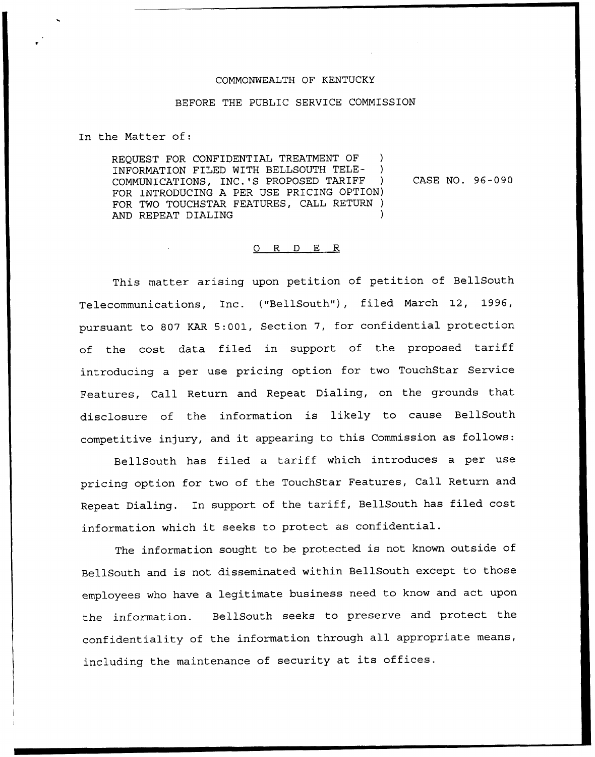COMMONWEALTH OF KENTUCKY

BEFORE THE PUBLIC SERVICE COMMISSION

In the Matter of:

REQUEST FOR CONFIDENTIAL TREATMENT OF INFORMATION FILED WITH BELLSOUTH TELECOMMUNICATIONS, INC.'S PROPOSED TARIFF FOR INTRODUCING A PER USE PRICING OPTION FOR TWO TOUCHSTAR FEATURES, CALL RETURN AND REPEAT DIALING ) CASE NO. 96-090

O R D E R

This matter arising upon petition of petition of BellSouth Telecommunications, Inc. ("BellSouth"), filed March 12, 1996, pursuant to 807 KAR 5:001, Section 7, for confidential protection of the cost data filed in support of the proposed tariff introducing a per use pricing option for two TouchStar Service Features, Call Return and Repeat Dialing, on the grounds that disclosure of the information is likely to cause BellSouth competitive injury, and it appearing to this Commission as follows:

BellSouth has filed a tariff which introduces a per use pricing option for two of the TouchStar Features, Call Return and Repeat Dialing. In support of the tariff, BellSouth has filed cost information which it seeks to protect as confidential.

The information sought to be protected is not known outside of BellSouth and is not disseminated within BellSouth except to those employees who have a legitimate business need to know and act upon the information. BellSouth seeks to preserve and protect the confidentiality of the information through all appropriate means, including the maintenance of security at its offices.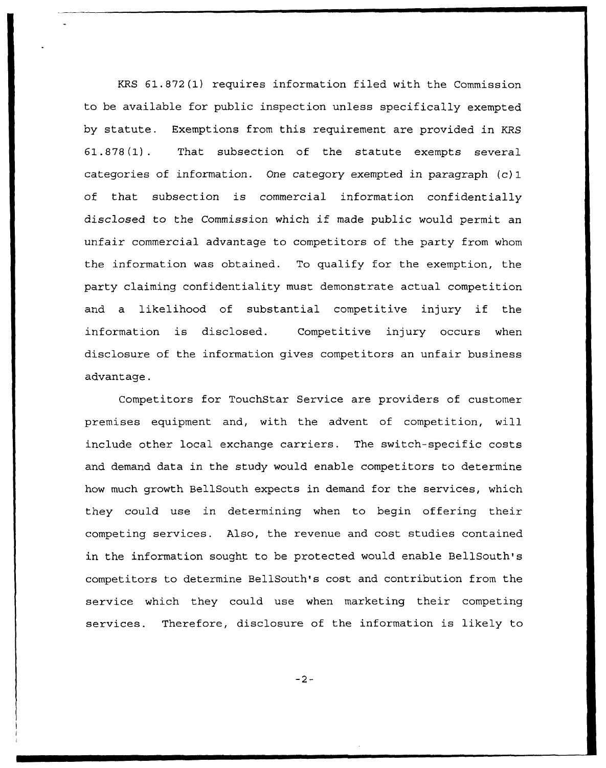KRS 61.872(1) requires information filed with the Commission to be available for public inspection unless specifically exempted by statute. Exemptions from this requirement are provided in KRS 61.878(1). That subsection of the statute exempts several categories of information. One category exempted in paragraph (c)1 of that subsection is commercial information confidentially disclosed to the Commission which if made public would permit an unfair commercial advantage to competitors of the party from whom the information was obtained. To qualify for the exemption, the party claiming confidentiality must demonstrate actual competition and a likelihood of substantial competitive injury if the information is disclosed. Competitive injury occurs when disclosure of the information gives competitors an unfair business advantage.

Competitors for TouchStar Service are providers of customer premises equipment and, with the advent of competition, will include other local exchange carriers. The switch-specific costs and demand data in the study would enable competitors to determine how much growth BellSouth expects in demand for the services, which they could use in determining when to begin offering their competing services. Also, the revenue and cost studies contained in the information sought to be protected would enable BellSouth's competitors to determine BellSouth's cost and contribution from the service which they could use when marketing their competing services. Therefore, disclosure of the information is likely to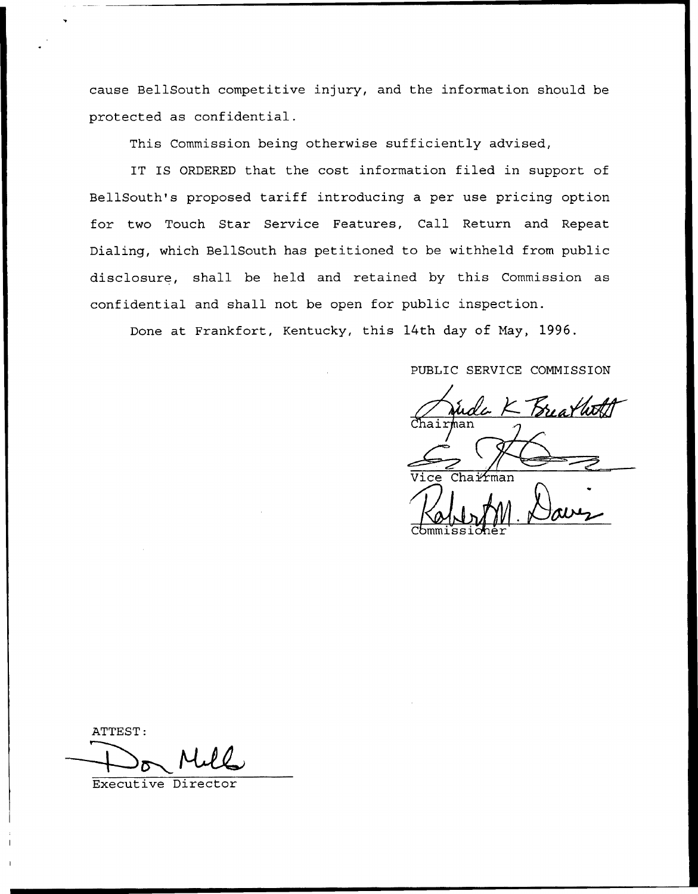cause BellSouth competitive injury, and the information should be protected as confidential.

This Commission being otherwise sufficiently advised,

IT IS ORDERED that the cost information filed in support of BellSouth's proposed tariff introducing a per use pricing option for two Touch Star Service Features, Call Return and Repeat Dialing, which BellSouth has petitioned to be withheld from public disclosure, shall be held and retained by this Commission as confidential and shall not be open for public inspection.

Done at Frankfort, Kentucky, this 14th day of May, 1996.

PUBLIC SERVICE COMMISSION

Chairman

Vice Chairman

Commissioner

ATTEST:

Executive Director